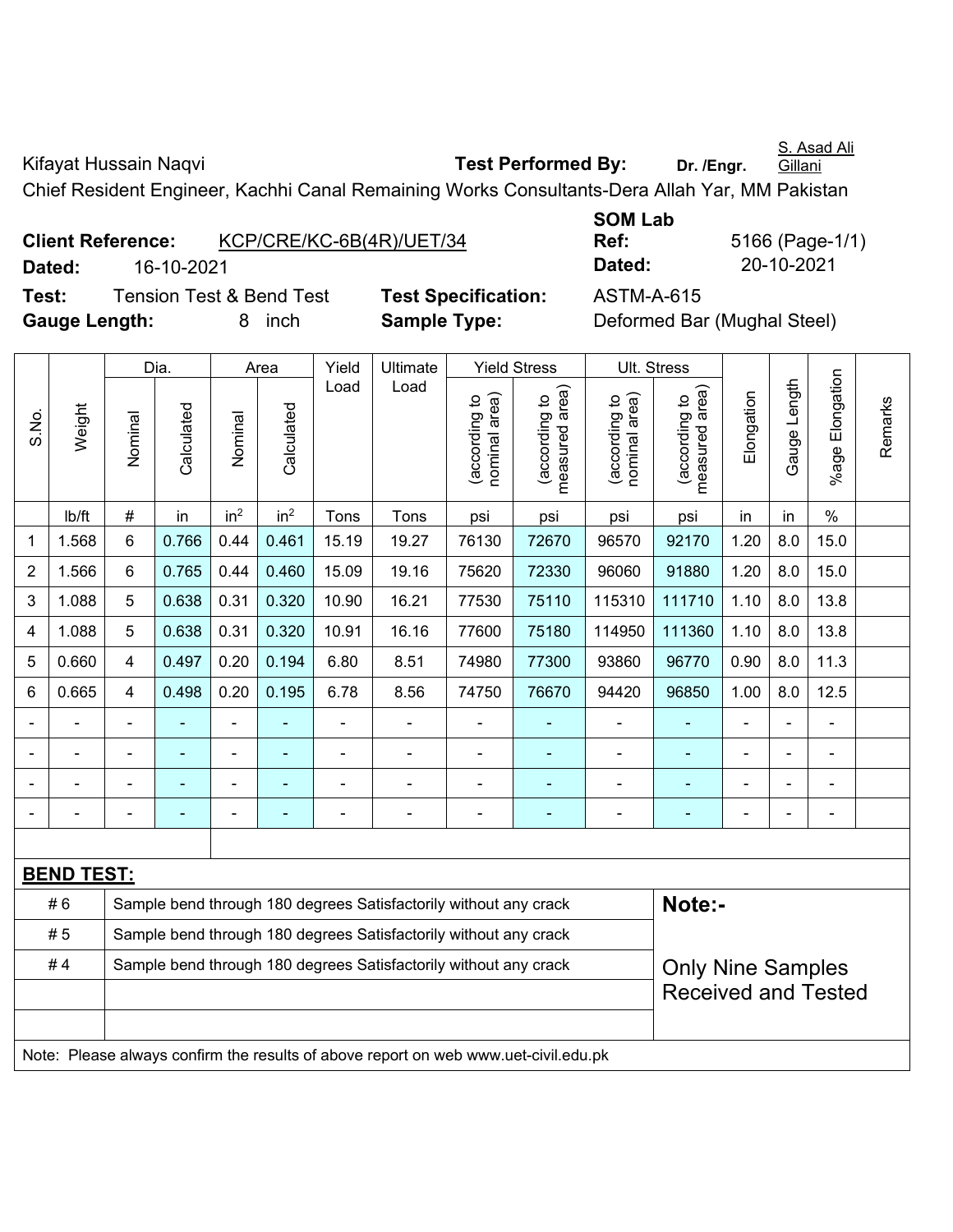Kifayat Hussain Naqvi **Test Performed By:** Dr. /Engr. S. Asad Ali Gillani

Chief Resident Engineer, Kachhi Canal Remaining Works Consultants-Dera Allah Yar, MM Pakistan

**Client Reference:** KCP/CRE/KC-6B(4R)/UET/34 **SOM Lab Ref:** 5166 (Page-1/1)

**Dated:** 16-10-2021 **Dated:** 20-10-2021

**Test:** Tension Test & Bend Test **Test Specification:** ASTM-A-615

**Gauge Length:** 8 inch **Sample Type:** Deformed Bar (Mughal Steel)

| S.No. | Weight | Dia. | | Area | | Yield Load | Ultimate Load | Yield Stress | | Ult. Stress | | Elongation | Gauge Length | %age Elongation | Remarks |
|---|---|---|---|---|---|---|---|---|---|---|---|---|---|---|---|
| | | Nominal | Calculated | Nominal | Calculated | | | (according to nominal area) | (according to measured area) | (according to nominal area) | (according to measured area) | | | | |
| | lb/ft | # | in | in$^2$ | in$^2$ | Tons | Tons | psi | psi | psi | psi | in | in | % | |
| 1 | 1.568 | 6 | 0.766 | 0.44 | 0.461 | 15.19 | 19.27 | 76130 | 72670 | 96570 | 92170 | 1.20 | 8.0 | 15.0 | |
| 2 | 1.566 | 6 | 0.765 | 0.44 | 0.460 | 15.09 | 19.16 | 75620 | 72330 | 96060 | 91880 | 1.20 | 8.0 | 15.0 | |
| 3 | 1.088 | 5 | 0.638 | 0.31 | 0.320 | 10.90 | 16.21 | 77530 | 75110 | 115310 | 111710 | 1.10 | 8.0 | 13.8 | |
| 4 | 1.088 | 5 | 0.638 | 0.31 | 0.320 | 10.91 | 16.16 | 77600 | 75180 | 114950 | 111360 | 1.10 | 8.0 | 13.8 | |
| 5 | 0.660 | 4 | 0.497 | 0.20 | 0.194 | 6.80 | 8.51 | 74980 | 77300 | 93860 | 96770 | 0.90 | 8.0 | 11.3 | |
| 6 | 0.665 | 4 | 0.498 | 0.20 | 0.195 | 6.78 | 8.56 | 74750 | 76670 | 94420 | 96850 | 1.00 | 8.0 | 12.5 | |
| - | - | - | - | - | - | - | - | - | - | - | - | - | - | - | |
| - | - | - | - | - | - | - | - | - | - | - | - | - | - | - | |
| - | - | - | - | - | - | - | - | - | - | - | - | - | - | - | |
| - | - | - | - | - | - | - | - | - | - | - | - | - | - | - | |

**BEND TEST:**

| | | |
|---|---|---|
| # 6 | Sample bend through 180 degrees Satisfactorily without any crack | **Note:-** |
| # 5 | Sample bend through 180 degrees Satisfactorily without any crack | |
| # 4 | Sample bend through 180 degrees Satisfactorily without any crack | Only Nine Samples Received and Tested |

Note: Please always confirm the results of above report on web www.uet-civil.edu.pk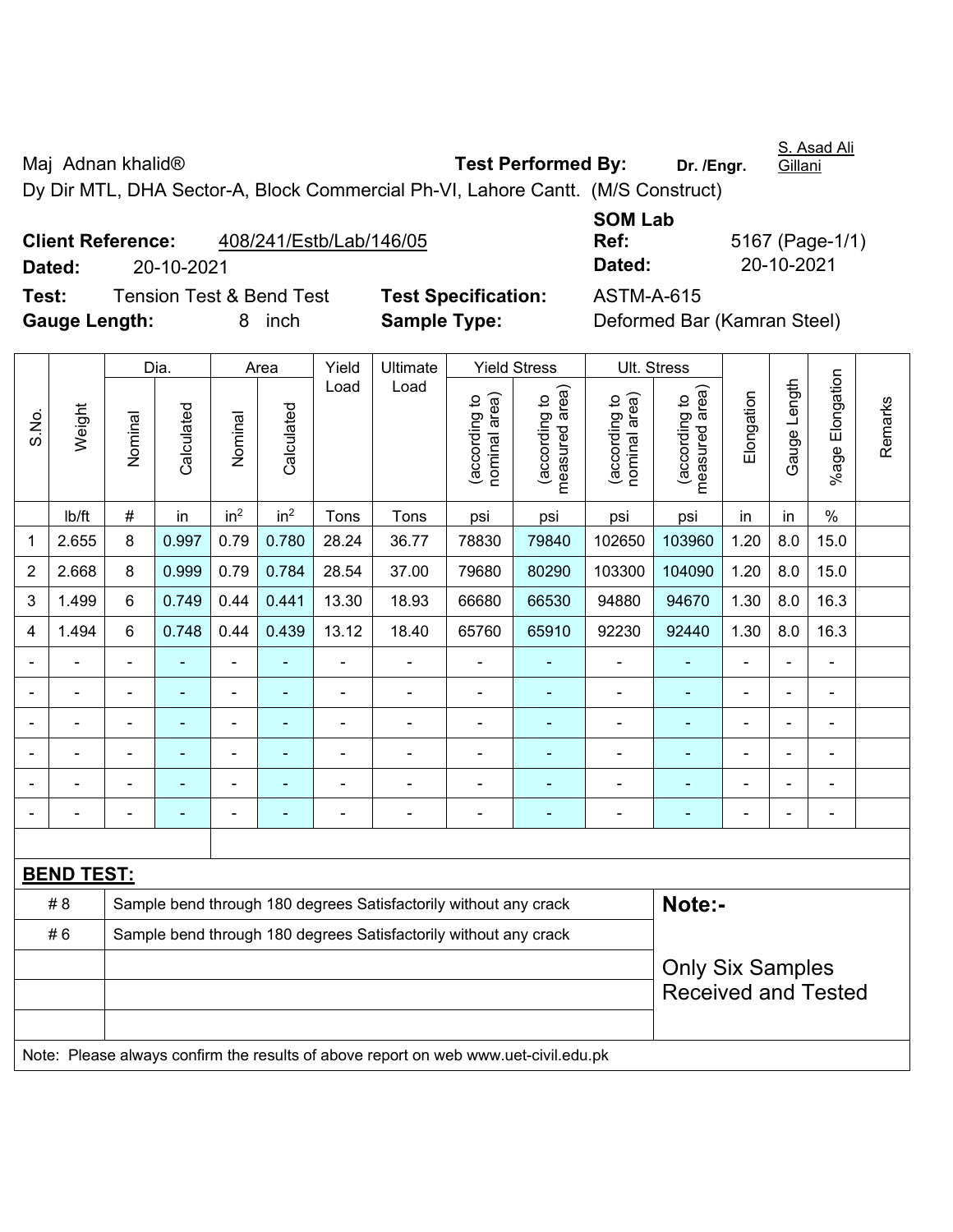Maj Adnan khalid®

Dy Dir MTL, DHA Sector-A, Block Commercial Ph-VI, Lahore Cantt. (M/S Construct)

**Test Performed By:** Dr. /Engr. S. Asad Ali Gillani

**Client Reference:** 408/241/Estb/Lab/146/05

**Dated:** 20-10-2021

**SOM Lab Ref:** 5167 (Page-1/1)

**Dated:** 20-10-2021

**Test:** Tension Test & Bend Test

**Test Specification:** ASTM-A-615

**Gauge Length:** 8 inch

**Sample Type:** Deformed Bar (Kamran Steel)

| S.No. | Weight | Dia. | | Area | | Yield Load | Ultimate Load | Yield Stress | | Ult. Stress | | Elongation | Gauge Length | %age Elongation | Remarks |
|---|---|---|---|---|---|---|---|---|---|---|---|---|---|---|---|
| | | Nominal | Calculated | Nominal | Calculated | | | (according to nominal area) | (according to measured area) | (according to nominal area) | (according to measured area) | | | | |
| | lb/ft | # | in | $in^2$ | $in^2$ | Tons | Tons | psi | psi | psi | psi | in | in | % | |
| 1 | 2.655 | 8 | 0.997 | 0.79 | 0.780 | 28.24 | 36.77 | 78830 | 79840 | 102650 | 103960 | 1.20 | 8.0 | 15.0 | |
| 2 | 2.668 | 8 | 0.999 | 0.79 | 0.784 | 28.54 | 37.00 | 79680 | 80290 | 103300 | 104090 | 1.20 | 8.0 | 15.0 | |
| 3 | 1.499 | 6 | 0.749 | 0.44 | 0.441 | 13.30 | 18.93 | 66680 | 66530 | 94880 | 94670 | 1.30 | 8.0 | 16.3 | |
| 4 | 1.494 | 6 | 0.748 | 0.44 | 0.439 | 13.12 | 18.40 | 65760 | 65910 | 92230 | 92440 | 1.30 | 8.0 | 16.3 | |
| - | - | - | - | - | - | - | - | - | - | - | - | - | - | - | |
| - | - | - | - | - | - | - | - | - | - | - | - | - | - | - | |
| - | - | - | - | - | - | - | - | - | - | - | - | - | - | - | |
| - | - | - | - | - | - | - | - | - | - | - | - | - | - | - | |
| - | - | - | - | - | - | - | - | - | - | - | - | - | - | - | |
| - | - | - | - | - | - | - | - | - | - | - | - | - | - | - | |

**BEND TEST:**

| | | |
|---|---|---|
| # 8 | Sample bend through 180 degrees Satisfactorily without any crack | **Note:-** |
| # 6 | Sample bend through 180 degrees Satisfactorily without any crack | Only Six Samples Received and Tested |

Note: Please always confirm the results of above report on web www.uet-civil.edu.pk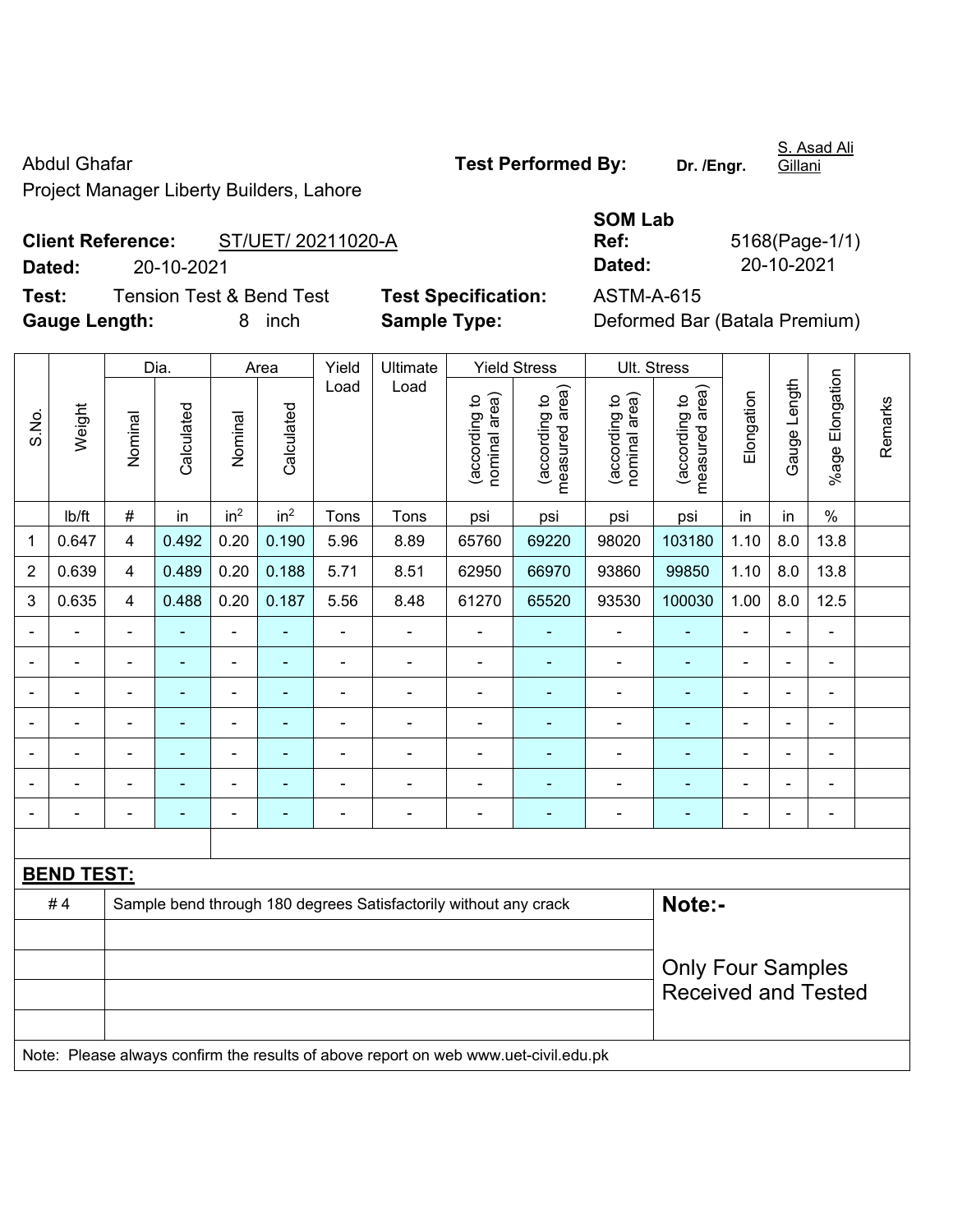Abdul Ghafar

Project Manager Liberty Builders, Lahore

**Test Performed By:** Dr. /Engr. S. Asad Ali Gillani

**Client Reference:** ST/UET/ 20211020-A

**Dated:** 20-10-2021

**SOM Lab Ref:** 5168(Page-1/1)

**Dated:** 20-10-2021

**Test:** Tension Test & Bend Test

**Test Specification:** ASTM-A-615

**Gauge Length:** 8 inch

**Sample Type:** Deformed Bar (Batala Premium)

| S.No. | Weight | Dia. | | Area | | Yield Load | Ultimate Load | Yield Stress | | Ult. Stress | | Elongation | Gauge Length | %age Elongation | Remarks |
|---|---|---|---|---|---|---|---|---|---|---|---|---|---|---|---|
| | | Nominal | Calculated | Nominal | Calculated | | | (according to nominal area) | (according to measured area) | (according to nominal area) | (according to measured area) | | | | |
| | lb/ft | # | in | in$^2$ | in$^2$ | Tons | Tons | psi | psi | psi | psi | in | in | % | |
| 1 | 0.647 | 4 | 0.492 | 0.20 | 0.190 | 5.96 | 8.89 | 65760 | 69220 | 98020 | 103180 | 1.10 | 8.0 | 13.8 | |
| 2 | 0.639 | 4 | 0.489 | 0.20 | 0.188 | 5.71 | 8.51 | 62950 | 66970 | 93860 | 99850 | 1.10 | 8.0 | 13.8 | |
| 3 | 0.635 | 4 | 0.488 | 0.20 | 0.187 | 5.56 | 8.48 | 61270 | 65520 | 93530 | 100030 | 1.00 | 8.0 | 12.5 | |
| - | - | - | - | - | - | - | - | - | - | - | - | - | - | - | |
| - | - | - | - | - | - | - | - | - | - | - | - | - | - | - | |
| - | - | - | - | - | - | - | - | - | - | - | - | - | - | - | |
| - | - | - | - | - | - | - | - | - | - | - | - | - | - | - | |
| - | - | - | - | - | - | - | - | - | - | - | - | - | - | - | |
| - | - | - | - | - | - | - | - | - | - | - | - | - | - | - | |
| - | - | - | - | - | - | - | - | - | - | - | - | - | - | - | |

**BEND TEST:**

| | | |
|---|---|---|
| # 4 | Sample bend through 180 degrees Satisfactorily without any crack | **Note:-** |
| | | Only Four Samples Received and Tested |

Note: Please always confirm the results of above report on web www.uet-civil.edu.pk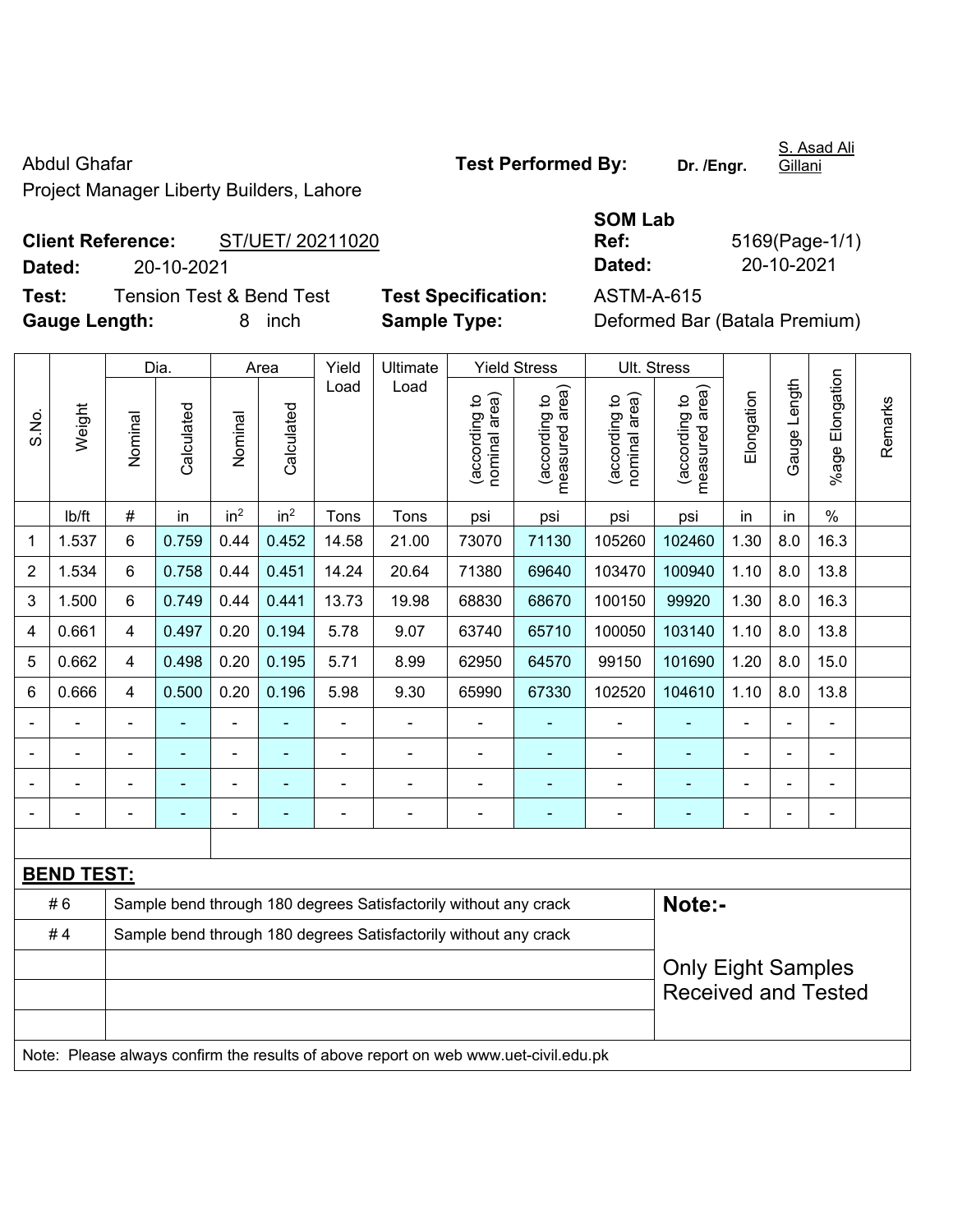Abdul Ghafar

Project Manager Liberty Builders, Lahore

**Test Performed By:** **Dr. /Engr.** S. Asad Ali Gillani

**Client Reference:** ST/UET/ 20211020

**Dated:** 20-10-2021

**SOM Lab Ref:** 5169(Page-1/1)

**Dated:** 20-10-2021

**Test:** Tension Test & Bend Test

**Test Specification:** ASTM-A-615

**Gauge Length:** 8 inch

**Sample Type:** Deformed Bar (Batala Premium)

| S.No. | Weight | Dia. | | Area | | Yield Load | Ultimate Load | Yield Stress | | Ult. Stress | | Elongation | Gauge Length | %age Elongation | Remarks |
|---|---|---|---|---|---|---|---|---|---|---|---|---|---|---|---|
| | | Nominal | Calculated | Nominal | Calculated | | | (according to nominal area) | (according to measured area) | (according to nominal area) | (according to measured area) | | | | |
| | lb/ft | # | in | in² | in² | Tons | Tons | psi | psi | psi | psi | in | in | % | |
| 1 | 1.537 | 6 | 0.759 | 0.44 | 0.452 | 14.58 | 21.00 | 73070 | 71130 | 105260 | 102460 | 1.30 | 8.0 | 16.3 | |
| 2 | 1.534 | 6 | 0.758 | 0.44 | 0.451 | 14.24 | 20.64 | 71380 | 69640 | 103470 | 100940 | 1.10 | 8.0 | 13.8 | |
| 3 | 1.500 | 6 | 0.749 | 0.44 | 0.441 | 13.73 | 19.98 | 68830 | 68670 | 100150 | 99920 | 1.30 | 8.0 | 16.3 | |
| 4 | 0.661 | 4 | 0.497 | 0.20 | 0.194 | 5.78 | 9.07 | 63740 | 65710 | 100050 | 103140 | 1.10 | 8.0 | 13.8 | |
| 5 | 0.662 | 4 | 0.498 | 0.20 | 0.195 | 5.71 | 8.99 | 62950 | 64570 | 99150 | 101690 | 1.20 | 8.0 | 15.0 | |
| 6 | 0.666 | 4 | 0.500 | 0.20 | 0.196 | 5.98 | 9.30 | 65990 | 67330 | 102520 | 104610 | 1.10 | 8.0 | 13.8 | |
| - | - | - | - | - | - | - | - | - | - | - | - | - | - | - | |
| - | - | - | - | - | - | - | - | - | - | - | - | - | - | - | |
| - | - | - | - | - | - | - | - | - | - | - | - | - | - | - | |
| - | - | - | - | - | - | - | - | - | - | - | - | - | - | - | |

**BEND TEST:**

| | | |
|---|---|---|
| # 6 | Sample bend through 180 degrees Satisfactorily without any crack | **Note:-** |
| # 4 | Sample bend through 180 degrees Satisfactorily without any crack | Only Eight Samples Received and Tested |

Note: Please always confirm the results of above report on web www.uet-civil.edu.pk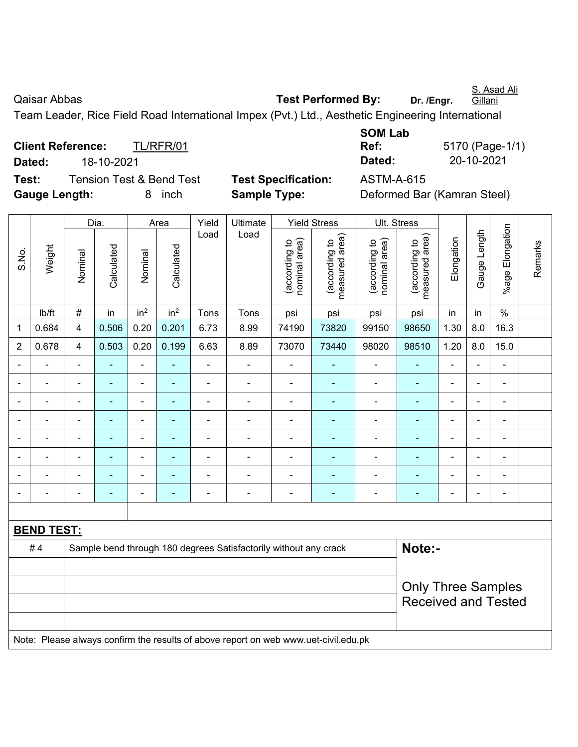Qaisar Abbas **Test Performed By:** **Dr. /Engr.** S. Asad Ali Gillani

Team Leader, Rice Field Road International Impex (Pvt.) Ltd., Aesthetic Engineering International

**Client Reference:** TL/RFR/01 **SOM Lab Ref:** 5170 (Page-1/1)

**Dated:** 18-10-2021 **Dated:** 20-10-2021

**Test:** Tension Test & Bend Test **Test Specification:** ASTM-A-615

**Gauge Length:** 8 inch **Sample Type:** Deformed Bar (Kamran Steel)

| S.No. | Weight | Dia. | | Area | | Yield Load | Ultimate Load | Yield Stress | | Ult. Stress | | Elongation | Gauge Length | %age Elongation | Remarks |
|---|---|---|---|---|---|---|---|---|---|---|---|---|---|---|---|
| | | Nominal | Calculated | Nominal | Calculated | | | (according to nominal area) | (according to measured area) | (according to nominal area) | (according to measured area) | | | | |
| | lb/ft | # | in | in$^2$ | in$^2$ | Tons | Tons | psi | psi | psi | psi | in | in | % | |
| 1 | 0.684 | 4 | 0.506 | 0.20 | 0.201 | 6.73 | 8.99 | 74190 | 73820 | 99150 | 98650 | 1.30 | 8.0 | 16.3 | |
| 2 | 0.678 | 4 | 0.503 | 0.20 | 0.199 | 6.63 | 8.89 | 73070 | 73440 | 98020 | 98510 | 1.20 | 8.0 | 15.0 | |
| - | - | - | - | - | - | - | - | - | - | - | - | - | - | - | |
| - | - | - | - | - | - | - | - | - | - | - | - | - | - | - | |
| - | - | - | - | - | - | - | - | - | - | - | - | - | - | - | |
| - | - | - | - | - | - | - | - | - | - | - | - | - | - | - | |
| - | - | - | - | - | - | - | - | - | - | - | - | - | - | - | |
| - | - | - | - | - | - | - | - | - | - | - | - | - | - | - | |
| - | - | - | - | - | - | - | - | - | - | - | - | - | - | - | |
| - | - | - | - | - | - | - | - | - | - | - | - | - | - | - | |

**BEND TEST:**

| # 4 | Sample bend through 180 degrees Satisfactorily without any crack |
|---|---|

**Note:-**

Only Three Samples Received and Tested

Note: Please always confirm the results of above report on web www.uet-civil.edu.pk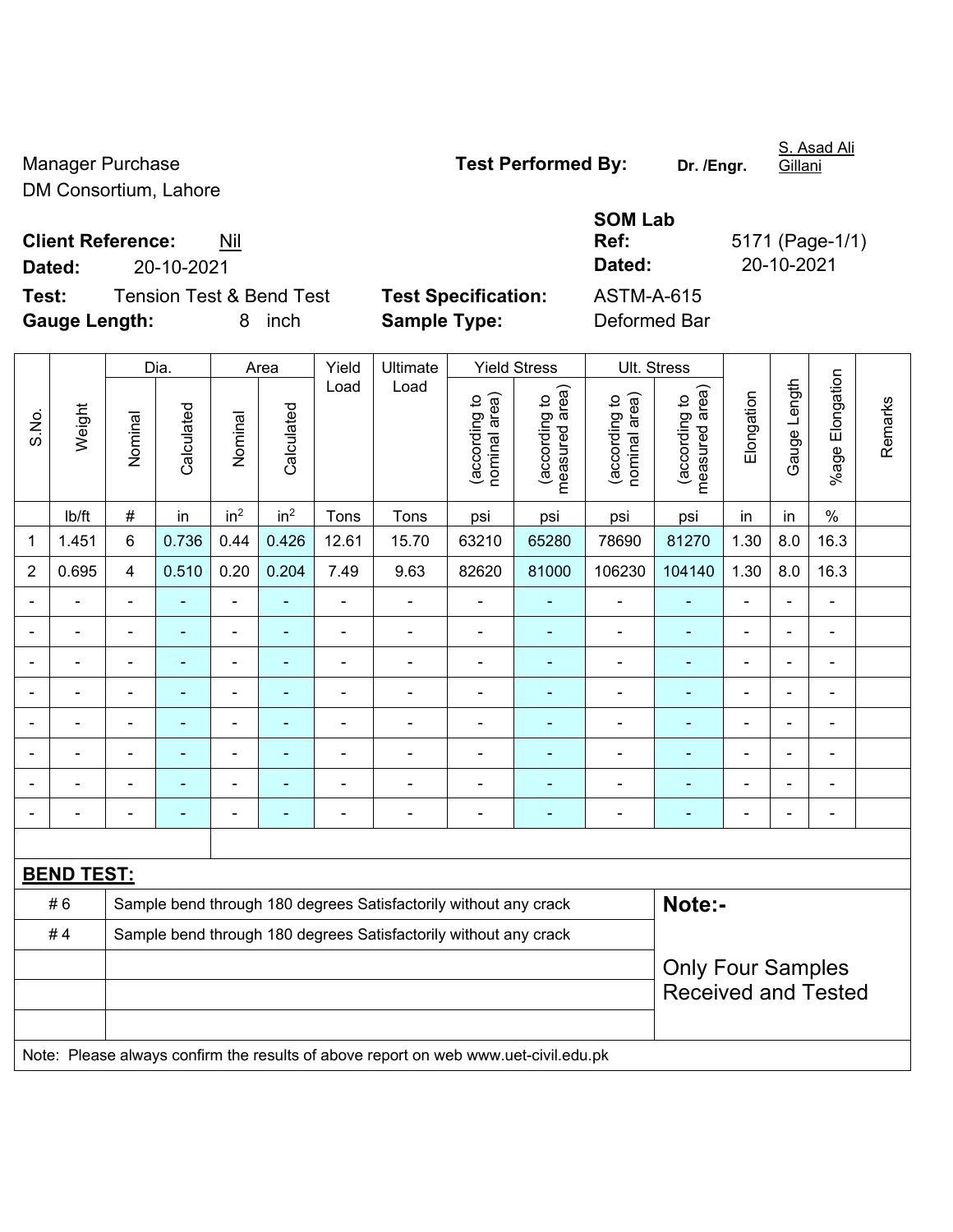Manager Purchase
DM Consortium, Lahore

**Test Performed By:** **Dr. /Engr.** S. Asad Ali Gillani

**Client Reference:** Nil
**Dated:** 20-10-2021

**SOM Lab Ref:** 5171 (Page-1/1)
**Dated:** 20-10-2021

**Test:** Tension Test & Bend Test
**Gauge Length:** 8 inch

**Test Specification:** ASTM-A-615
**Sample Type:** Deformed Bar

| S.No. | Weight | Dia. | | Area | | Yield Load | Ultimate Load | Yield Stress | | Ult. Stress | | Elongation | Gauge Length | %age Elongation | Remarks |
|---|---|---|---|---|---|---|---|---|---|---|---|---|---|---|---|
| | | Nominal | Calculated | Nominal | Calculated | | | (according to nominal area) | (according to measured area) | (according to nominal area) | (according to measured area) | | | | |
| | lb/ft | # | in | in² | in² | Tons | Tons | psi | psi | psi | psi | in | in | % | |
| 1 | 1.451 | 6 | 0.736 | 0.44 | 0.426 | 12.61 | 15.70 | 63210 | 65280 | 78690 | 81270 | 1.30 | 8.0 | 16.3 | |
| 2 | 0.695 | 4 | 0.510 | 0.20 | 0.204 | 7.49 | 9.63 | 82620 | 81000 | 106230 | 104140 | 1.30 | 8.0 | 16.3 | |
| - | - | - | - | - | - | - | - | - | - | - | - | - | - | - | |
| - | - | - | - | - | - | - | - | - | - | - | - | - | - | - | |
| - | - | - | - | - | - | - | - | - | - | - | - | - | - | - | |
| - | - | - | - | - | - | - | - | - | - | - | - | - | - | - | |
| - | - | - | - | - | - | - | - | - | - | - | - | - | - | - | |
| - | - | - | - | - | - | - | - | - | - | - | - | - | - | - | |
| - | - | - | - | - | - | - | - | - | - | - | - | - | - | - | |
| - | - | - | - | - | - | - | - | - | - | - | - | - | - | - | |

**BEND TEST:**

| | | |
|---|---|---|
| # 6 | Sample bend through 180 degrees Satisfactorily without any crack | **Note:-** |
| # 4 | Sample bend through 180 degrees Satisfactorily without any crack | Only Four Samples Received and Tested |

Note: Please always confirm the results of above report on web www.uet-civil.edu.pk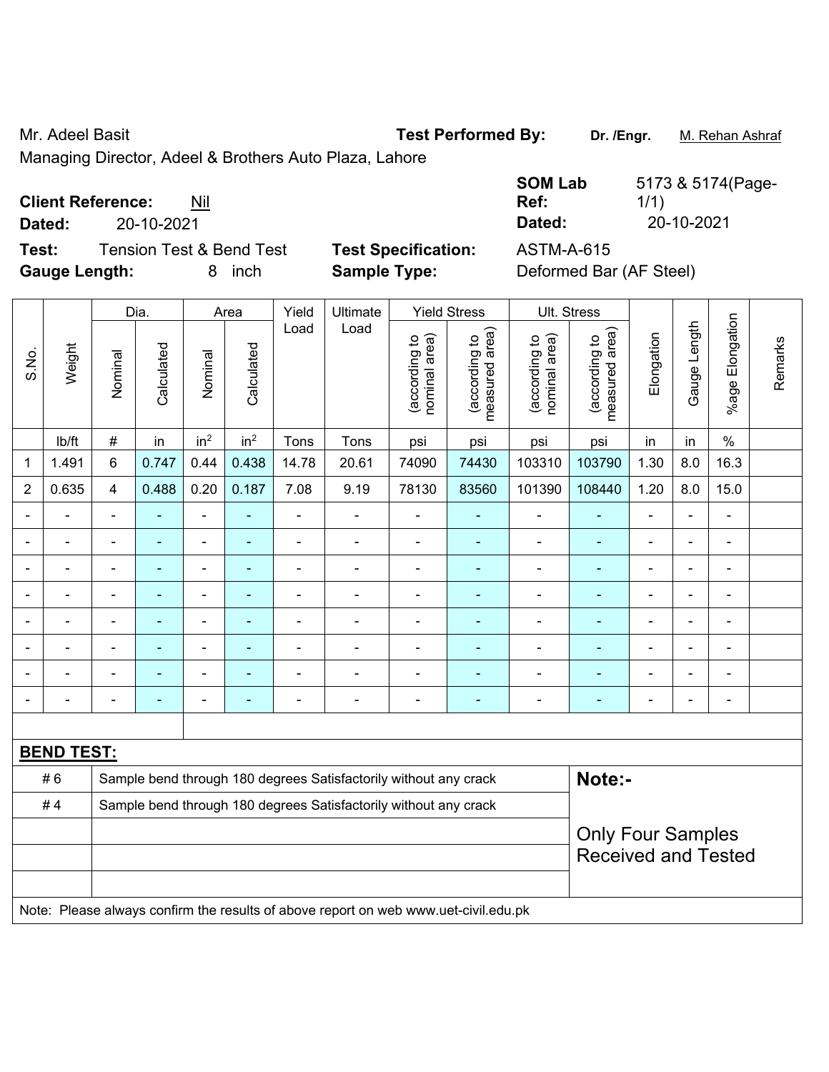Mr. Adeel Basit

Managing Director, Adeel & Brothers Auto Plaza, Lahore

**Test Performed By:** **Dr. /Engr.** M. Rehan Ashraf

**Client Reference:** Nil

**Dated:** 20-10-2021

**SOM Lab Ref:** 5173 & 5174(Page-1/1)

**Dated:** 20-10-2021

**Test:** Tension Test & Bend Test

**Test Specification:** ASTM-A-615

**Gauge Length:** 8 inch

**Sample Type:** Deformed Bar (AF Steel)

| S.No. | Weight | Dia. | | Area | | Yield Load | Ultimate Load | Yield Stress | | Ult. Stress | | Elongation | Gauge Length | %age Elongation | Remarks |
|---|---|---|---|---|---|---|---|---|---|---|---|---|---|---|---|
| | | Nominal | Calculated | Nominal | Calculated | | | (according to nominal area) | (according to measured area) | (according to nominal area) | (according to measured area) | | | | |
| | lb/ft | # | in | in$^2$ | in$^2$ | Tons | Tons | psi | psi | psi | psi | in | in | % | |
| 1 | 1.491 | 6 | 0.747 | 0.44 | 0.438 | 14.78 | 20.61 | 74090 | 74430 | 103310 | 103790 | 1.30 | 8.0 | 16.3 | |
| 2 | 0.635 | 4 | 0.488 | 0.20 | 0.187 | 7.08 | 9.19 | 78130 | 83560 | 101390 | 108440 | 1.20 | 8.0 | 15.0 | |
| - | - | - | - | - | - | - | - | - | - | - | - | - | - | - | |
| - | - | - | - | - | - | - | - | - | - | - | - | - | - | - | |
| - | - | - | - | - | - | - | - | - | - | - | - | - | - | - | |
| - | - | - | - | - | - | - | - | - | - | - | - | - | - | - | |
| - | - | - | - | - | - | - | - | - | - | - | - | - | - | - | |
| - | - | - | - | - | - | - | - | - | - | - | - | - | - | - | |
| - | - | - | - | - | - | - | - | - | - | - | - | - | - | - | |
| - | - | - | - | - | - | - | - | - | - | - | - | - | - | - | |

**BEND TEST:**

| | |
|---|---|
| # 6 | Sample bend through 180 degrees Satisfactorily without any crack |
| # 4 | Sample bend through 180 degrees Satisfactorily without any crack |

**Note:-**

Only Four Samples Received and Tested

Note: Please always confirm the results of above report on web www.uet-civil.edu.pk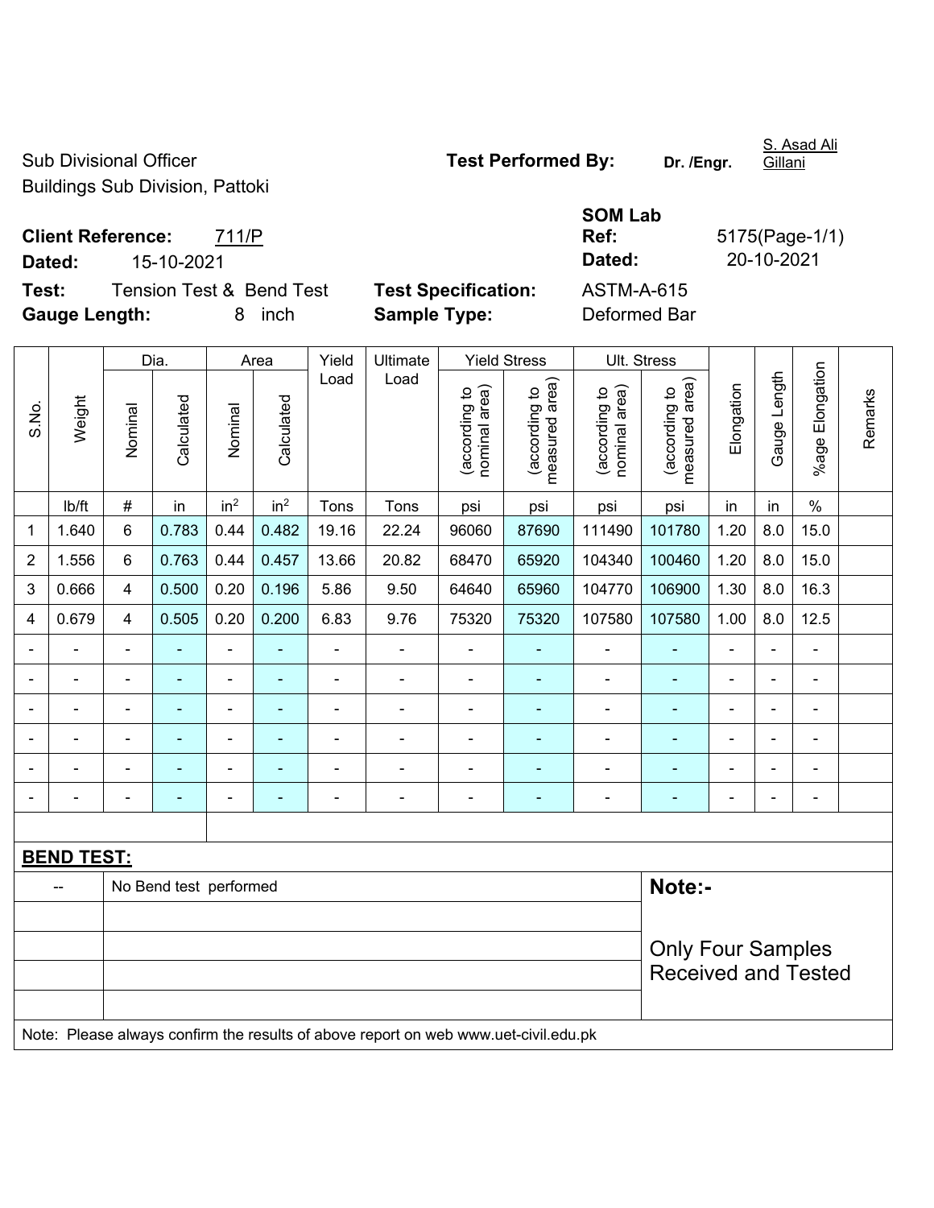Sub Divisional Officer
Buildings Sub Division, Pattoki

**Test Performed By:** **Dr. /Engr.** S. Asad Ali Gillani

**Client Reference:** 711/P
**Dated:** 15-10-2021

**SOM Lab Ref:** 5175(Page-1/1)
**Dated:** 20-10-2021

**Test:** Tension Test & Bend Test
**Gauge Length:** 8 inch

**Test Specification:** ASTM-A-615
**Sample Type:** Deformed Bar

| S.No. | Weight | Dia. | | Area | | Yield Load | Ultimate Load | Yield Stress | | Ult. Stress | | Elongation | Gauge Length | %age Elongation | Remarks |
|---|---|---|---|---|---|---|---|---|---|---|---|---|---|---|---|
| | | Nominal | Calculated | Nominal | Calculated | | | (according to nominal area) | (according to measured area) | (according to nominal area) | (according to measured area) | | | | |
| | lb/ft | # | in | $in^2$ | $in^2$ | Tons | Tons | psi | psi | psi | psi | in | in | % | |
| 1 | 1.640 | 6 | 0.783 | 0.44 | 0.482 | 19.16 | 22.24 | 96060 | 87690 | 111490 | 101780 | 1.20 | 8.0 | 15.0 | |
| 2 | 1.556 | 6 | 0.763 | 0.44 | 0.457 | 13.66 | 20.82 | 68470 | 65920 | 104340 | 100460 | 1.20 | 8.0 | 15.0 | |
| 3 | 0.666 | 4 | 0.500 | 0.20 | 0.196 | 5.86 | 9.50 | 64640 | 65960 | 104770 | 106900 | 1.30 | 8.0 | 16.3 | |
| 4 | 0.679 | 4 | 0.505 | 0.20 | 0.200 | 6.83 | 9.76 | 75320 | 75320 | 107580 | 107580 | 1.00 | 8.0 | 12.5 | |
| - | - | - | - | - | - | - | - | - | - | - | - | - | - | - | |
| - | - | - | - | - | - | - | - | - | - | - | - | - | - | - | |
| - | - | - | - | - | - | - | - | - | - | - | - | - | - | - | |
| - | - | - | - | - | - | - | - | - | - | - | - | - | - | - | |
| - | - | - | - | - | - | - | - | - | - | - | - | - | - | - | |
| - | - | - | - | - | - | - | - | - | - | - | - | - | - | - | |

**BEND TEST:**

| -- | No Bend test performed |
|---|---|

**Note:-**

Only Four Samples Received and Tested

Note: Please always confirm the results of above report on web www.uet-civil.edu.pk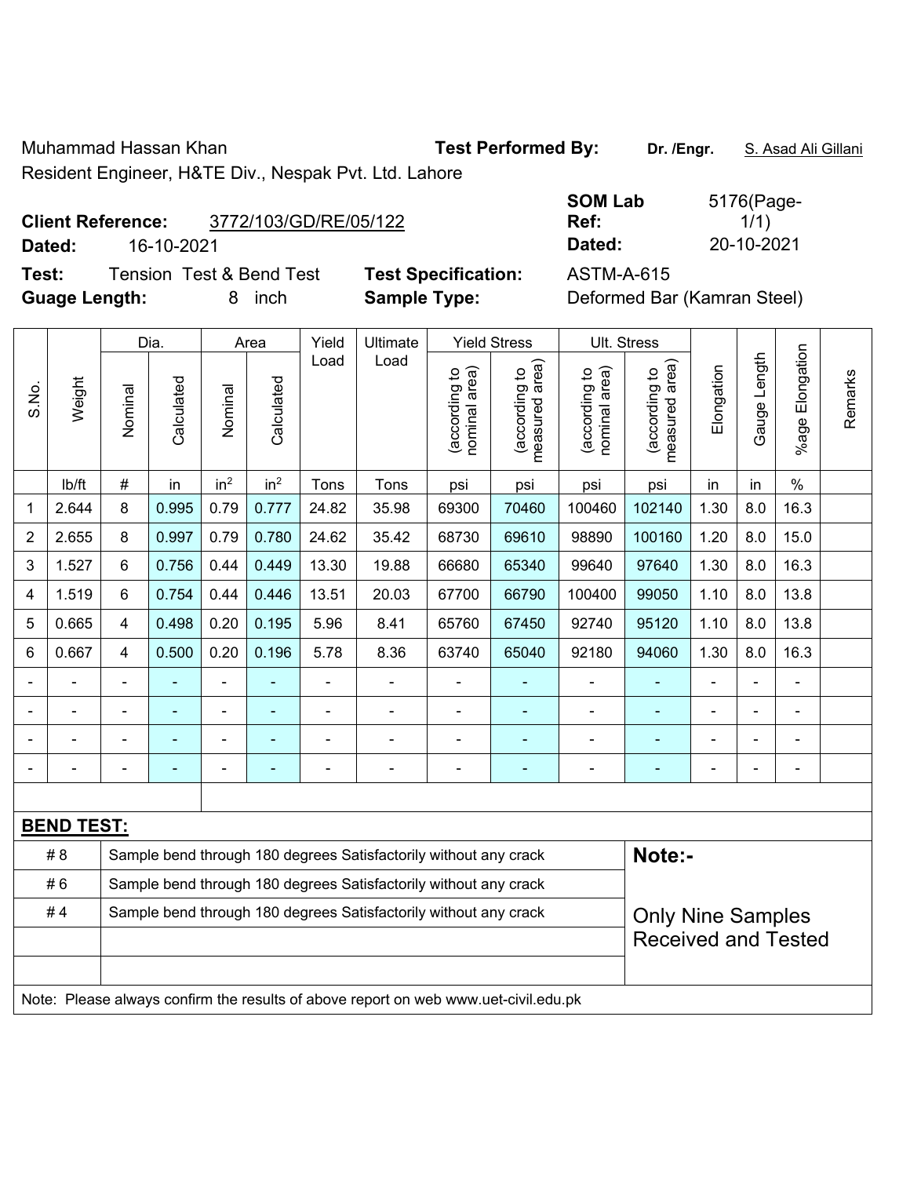Muhammad Hassan Khan **Test Performed By:** **Dr. /Engr.** S. Asad Ali Gillani

Resident Engineer, H&TE Div., Nespak Pvt. Ltd. Lahore

**Client Reference:** 3772/103/GD/RE/05/122 **SOM Lab Ref:** 5176(Page-1/1)

**Dated:** 16-10-2021 **Dated:** 20-10-2021

**Test:** Tension Test & Bend Test **Test Specification:** ASTM-A-615

**Guage Length:** 8 inch **Sample Type:** Deformed Bar (Kamran Steel)

| S.No. | Weight | Dia. | | Area | | Yield Load | Ultimate Load | Yield Stress | | Ult. Stress | | Elongation | Gauge Length | %age Elongation | Remarks |
|---|---|---|---|---|---|---|---|---|---|---|---|---|---|---|---|
| | | Nominal | Calculated | Nominal | Calculated | | | (according to nominal area) | (according to measured area) | (according to nominal area) | (according to measured area) | | | | |
| | lb/ft | # | in | $in^2$ | $in^2$ | Tons | Tons | psi | psi | psi | psi | in | in | % | |
| 1 | 2.644 | 8 | 0.995 | 0.79 | 0.777 | 24.82 | 35.98 | 69300 | 70460 | 100460 | 102140 | 1.30 | 8.0 | 16.3 | |
| 2 | 2.655 | 8 | 0.997 | 0.79 | 0.780 | 24.62 | 35.42 | 68730 | 69610 | 98890 | 100160 | 1.20 | 8.0 | 15.0 | |
| 3 | 1.527 | 6 | 0.756 | 0.44 | 0.449 | 13.30 | 19.88 | 66680 | 65340 | 99640 | 97640 | 1.30 | 8.0 | 16.3 | |
| 4 | 1.519 | 6 | 0.754 | 0.44 | 0.446 | 13.51 | 20.03 | 67700 | 66790 | 100400 | 99050 | 1.10 | 8.0 | 13.8 | |
| 5 | 0.665 | 4 | 0.498 | 0.20 | 0.195 | 5.96 | 8.41 | 65760 | 67450 | 92740 | 95120 | 1.10 | 8.0 | 13.8 | |
| 6 | 0.667 | 4 | 0.500 | 0.20 | 0.196 | 5.78 | 8.36 | 63740 | 65040 | 92180 | 94060 | 1.30 | 8.0 | 16.3 | |
| - | - | - | - | - | - | - | - | - | - | - | - | - | - | - | |
| - | - | - | - | - | - | - | - | - | - | - | - | - | - | - | |
| - | - | - | - | - | - | - | - | - | - | - | - | - | - | - | |
| - | - | - | - | - | - | - | - | - | - | - | - | - | - | - | |

**BEND TEST:**

| | | |
|---|---|---|
| # 8 | Sample bend through 180 degrees Satisfactorily without any crack | **Note:-** |
| # 6 | Sample bend through 180 degrees Satisfactorily without any crack | |
| # 4 | Sample bend through 180 degrees Satisfactorily without any crack | Only Nine Samples Received and Tested |

Note: Please always confirm the results of above report on web www.uet-civil.edu.pk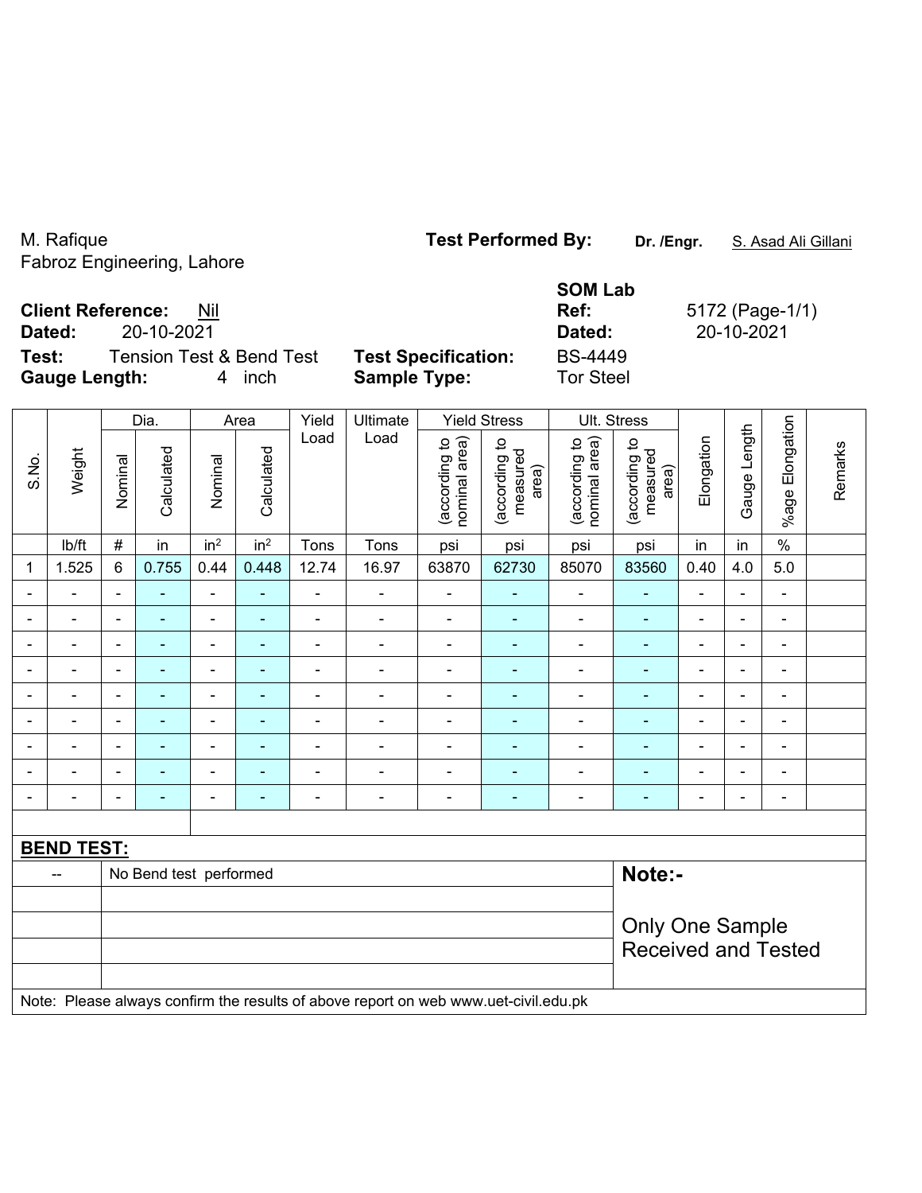M. Rafique
Fabroz Engineering, Lahore

**Test Performed By:** **Dr. /Engr.** S. Asad Ali Gillani

**Client Reference:** Nil
**Dated:** 20-10-2021

**SOM Lab Ref:** 5172 (Page-1/1)
**Dated:** 20-10-2021

**Test:** Tension Test & Bend Test
**Gauge Length:** 4 inch

**Test Specification:** BS-4449
**Sample Type:** Tor Steel

| S.No. | Weight | Dia. | | Area | | Yield Load | Ultimate Load | Yield Stress | | Ult. Stress | | Elongation | Gauge Length | %age Elongation | Remarks |
|---|---|---|---|---|---|---|---|---|---|---|---|---|---|---|---|
| | | Nominal | Calculated | Nominal | Calculated | | | (according to nominal area) | (according to measured area) | (according to nominal area) | (according to measured area) | | | | |
| | lb/ft | # | in | $in^2$ | $in^2$ | Tons | Tons | psi | psi | psi | psi | in | in | % | |
| 1 | 1.525 | 6 | 0.755 | 0.44 | 0.448 | 12.74 | 16.97 | 63870 | 62730 | 85070 | 83560 | 0.40 | 4.0 | 5.0 | |
| - | - | - | - | - | - | - | - | - | - | - | - | - | - | - | |
| - | - | - | - | - | - | - | - | - | - | - | - | - | - | - | |
| - | - | - | - | - | - | - | - | - | - | - | - | - | - | - | |
| - | - | - | - | - | - | - | - | - | - | - | - | - | - | - | |
| - | - | - | - | - | - | - | - | - | - | - | - | - | - | - | |
| - | - | - | - | - | - | - | - | - | - | - | - | - | - | - | |
| - | - | - | - | - | - | - | - | - | - | - | - | - | - | - | |
| - | - | - | - | - | - | - | - | - | - | - | - | - | - | - | |
| - | - | - | - | - | - | - | - | - | - | - | - | - | - | - | |

**BEND TEST:**

| | |
|---|---|
| -- | No Bend test performed |

**Note:-**

Only One Sample Received and Tested

Note: Please always confirm the results of above report on web www.uet-civil.edu.pk